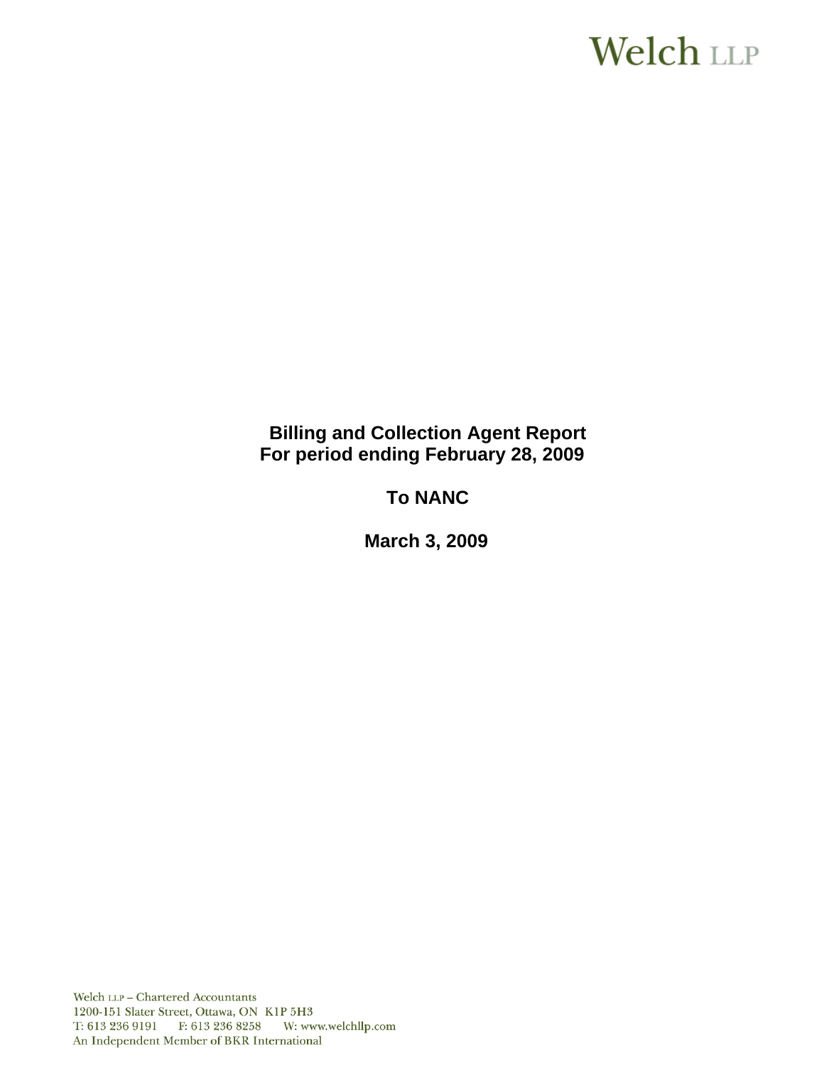Welch LLP

# Billing and Collection Agent Report
## For period ending February 28, 2009

## To NANC

## March 3, 2009

Welch LLP – Chartered Accountants
1200-151 Slater Street, Ottawa, ON K1P 5H3
T: 613 236 9191 F: 613 236 8258 W: www.welchllp.com
An Independent Member of BKR International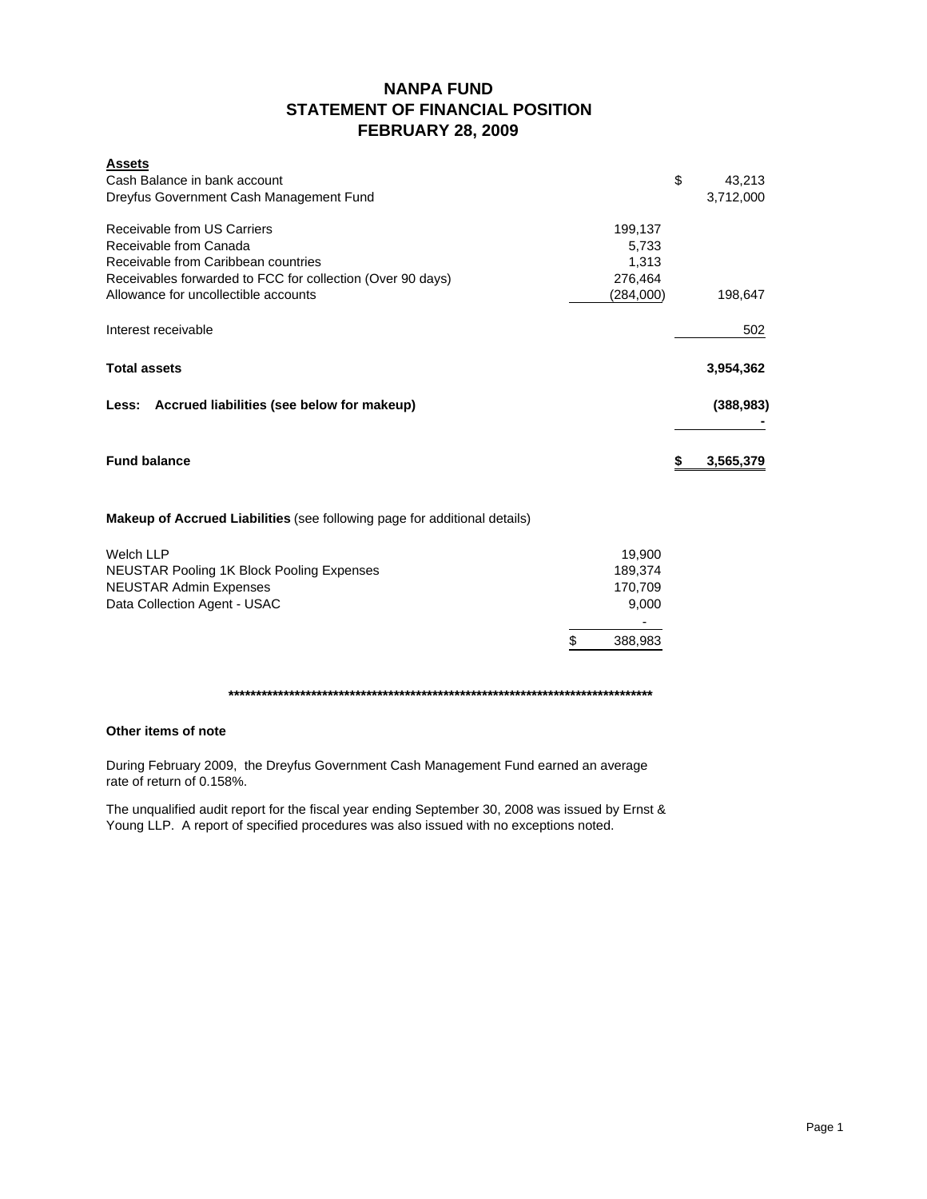# NANPA FUND
## STATEMENT OF FINANCIAL POSITION
## FEBRUARY 28, 2009

| **Assets** | | |
|---|---|---|
| Cash Balance in bank account | | $ 43,213 |
| Dreyfus Government Cash Management Fund | | 3,712,000 |
| | | |
| Receivable from US Carriers | 199,137 | |
| Receivable from Canada | 5,733 | |
| Receivable from Caribbean countries | 1,313 | |
| Receivables forwarded to FCC for collection (Over 90 days) | 276,464 | |
| Allowance for uncollectible accounts | (284,000) | 198,647 |
| | | |
| Interest receivable | | 502 |
| | | |
| **Total assets** | | **3,954,362** |
| | | |
| **Less: Accrued liabilities (see below for makeup)** | | **(388,983)** |
| | | **-** |
| | | |
| **Fund balance** | | **$ 3,565,379** |

**Makeup of Accrued Liabilities** (see following page for additional details)

| | |
|---|---|
| Welch LLP | 19,900 |
| NEUSTAR Pooling 1K Block Pooling Expenses | 189,374 |
| NEUSTAR Admin Expenses | 170,709 |
| Data Collection Agent - USAC | 9,000 |
| | - |
| | $ 388,983 |

********************************************************************************

**Other items of note**

During February 2009, the Dreyfus Government Cash Management Fund earned an average rate of return of 0.158%.

The unqualified audit report for the fiscal year ending September 30, 2008 was issued by Ernst & Young LLP. A report of specified procedures was also issued with no exceptions noted.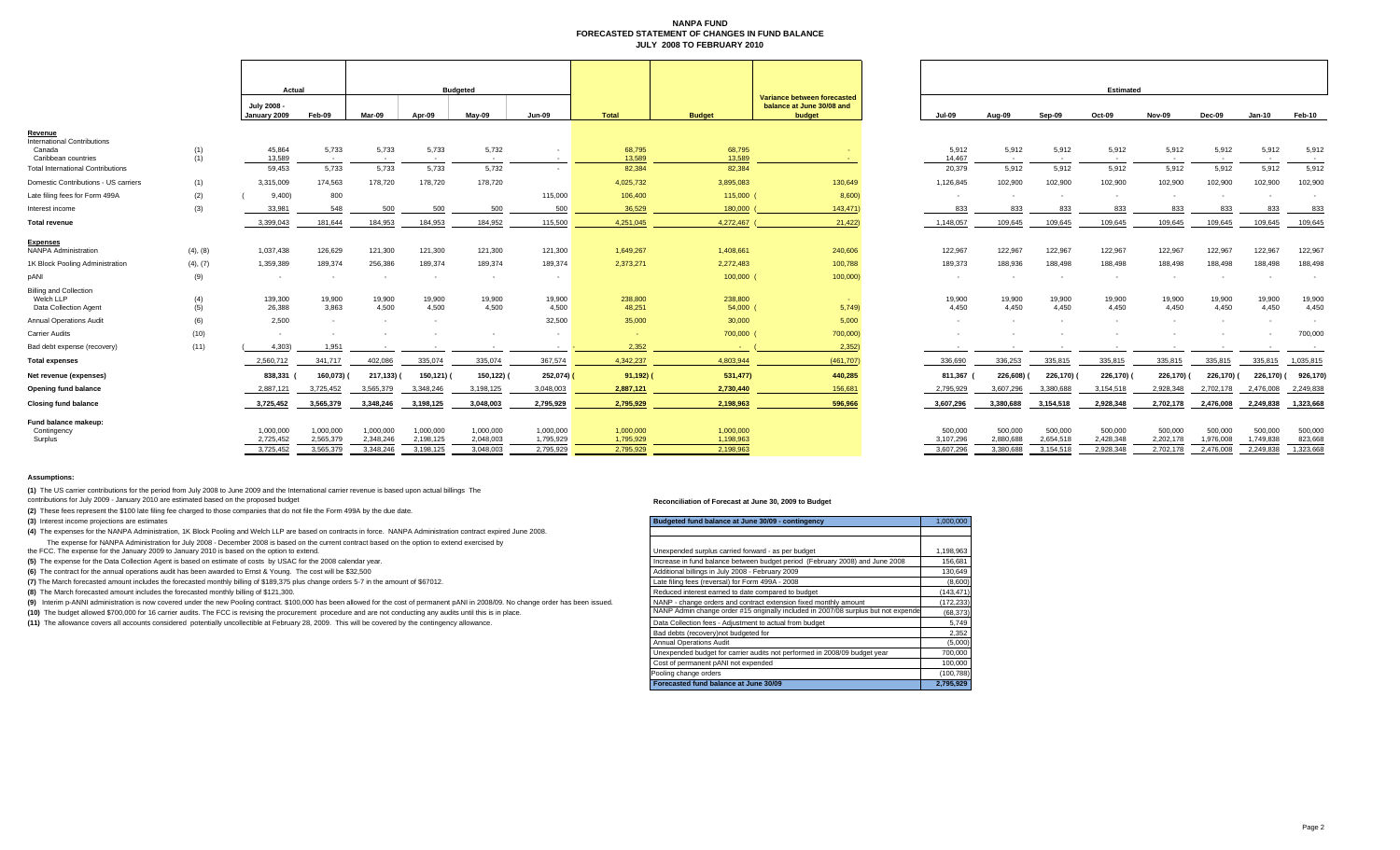# NANPA FUND
## FORECASTED STATEMENT OF CHANGES IN FUND BALANCE
## JULY 2008 TO FEBRUARY 2010

| | | Actual | | Budgeted | | | | | | Variance between forecasted balance at June 30/08 and budget |
|---|---|---|---|---|---|---|---|---|---|---|
| | | July 2008 - January 2009 | Feb-09 | Mar-09 | Apr-09 | May-09 | Jun-09 | Total | Budget | |
| **Revenue** | | | | | | | | | | |
| International Contributions | | | | | | | | | | |
| Canada | (1) | 45,864 | 5,733 | 5,733 | 5,733 | 5,732 | - | 68,795 | 68,795 | - |
| Caribbean countries | (1) | 13,589 | - | - | - | - | - | 13,589 | 13,589 | - |
| Total International Contributions | | 59,453 | 5,733 | 5,733 | 5,733 | 5,732 | - | 82,384 | 82,384 | - |
| Domestic Contributions - US carriers | (1) | 3,315,009 | 174,563 | 178,720 | 178,720 | 178,720 | | 4,025,732 | 3,895,083 | 130,649 |
| Late filing fees for Form 499A | (2) | (9,400) | 800 | | | | 115,000 | 106,400 | 115,000 | (8,600) |
| Interest income | (3) | 33,981 | 548 | 500 | 500 | 500 | 500 | 36,529 | 180,000 | (143,471) |
| **Total revenue** | | 3,399,043 | 181,644 | 184,953 | 184,953 | 184,952 | 115,500 | 4,251,045 | 4,272,467 | (21,422) |
| **Expenses** | | | | | | | | | | |
| NANPA Administration | (4), (8) | 1,037,438 | 126,629 | 121,300 | 121,300 | 121,300 | 121,300 | 1,649,267 | 1,408,661 | 240,606 |
| 1K Block Pooling Administration | (4), (7) | 1,359,389 | 189,374 | 256,386 | 189,374 | 189,374 | 189,374 | 2,373,271 | 2,272,483 | 100,788 |
| pANI | (9) | - | - | - | - | - | - | | 100,000 | (100,000) |
| Billing and Collection | | | | | | | | | | |
| Welch LLP | (4) | 139,300 | 19,900 | 19,900 | 19,900 | 19,900 | 19,900 | 238,800 | 238,800 | - |
| Data Collection Agent | (5) | 26,388 | 3,863 | 4,500 | 4,500 | 4,500 | 4,500 | 48,251 | 54,000 | (5,749) |
| Annual Operations Audit | (6) | 2,500 | - | - | - | | 32,500 | 35,000 | 30,000 | 5,000 |
| Carrier Audits | (10) | - | - | - | - | - | - | - | 700,000 | (700,000) |
| Bad debt expense (recovery) | (11) | (4,303) | 1,951 | - | - | - | - | 2,352 | - | (2,352) |
| **Total expenses** | | 2,560,712 | 341,717 | 402,086 | 335,074 | 335,074 | 367,574 | 4,342,237 | 4,803,944 | (461,707) |
| **Net revenue (expenses)** | | 838,331 | (160,073) | (217,133) | (150,121) | (150,122) | (252,074) | (91,192) | (531,477) | 440,285 |
| **Opening fund balance** | | 2,887,121 | 3,725,452 | 3,565,379 | 3,348,246 | 3,198,125 | 3,048,003 | 2,887,121 | 2,730,440 | 156,681 |
| **Closing fund balance** | | 3,725,452 | 3,565,379 | 3,348,246 | 3,198,125 | 3,048,003 | 2,795,929 | 2,795,929 | 2,198,963 | 596,966 |
| **Fund balance makeup:** | | | | | | | | | | |
| Contingency | | 1,000,000 | 1,000,000 | 1,000,000 | 1,000,000 | 1,000,000 | 1,000,000 | 1,000,000 | 1,000,000 | |
| Surplus | | 2,725,452 | 2,565,379 | 2,348,246 | 2,198,125 | 2,048,003 | 1,795,929 | 1,795,929 | 1,198,963 | |
| | | 3,725,452 | 3,565,379 | 3,348,246 | 3,198,125 | 3,048,003 | 2,795,929 | 2,795,929 | 2,198,963 | |

| Estimated | Jul-09 | Aug-09 | Sep-09 | Oct-09 | Nov-09 | Dec-09 | Jan-10 | Feb-10 |
|---|---|---|---|---|---|---|---|---|
| **Revenue** | | | | | | | | |
| International Contributions | | | | | | | | |
| Canada | 5,912 | 5,912 | 5,912 | 5,912 | 5,912 | 5,912 | 5,912 | 5,912 |
| Caribbean countries | 14,467 | - | - | - | - | - | - | - |
| Total International Contributions | 20,379 | 5,912 | 5,912 | 5,912 | 5,912 | 5,912 | 5,912 | 5,912 |
| Domestic Contributions - US carriers | 1,126,845 | 102,900 | 102,900 | 102,900 | 102,900 | 102,900 | 102,900 | 102,900 |
| Late filing fees for Form 499A | - | - | - | - | - | - | - | - |
| Interest income | 833 | 833 | 833 | 833 | 833 | 833 | 833 | 833 |
| **Total revenue** | 1,148,057 | 109,645 | 109,645 | 109,645 | 109,645 | 109,645 | 109,645 | 109,645 |
| **Expenses** | | | | | | | | |
| NANPA Administration | 122,967 | 122,967 | 122,967 | 122,967 | 122,967 | 122,967 | 122,967 | 122,967 |
| 1K Block Pooling Administration | 189,373 | 188,936 | 188,498 | 188,498 | 188,498 | 188,498 | 188,498 | 188,498 |
| pANI | - | - | - | - | - | - | - | - |
| Billing and Collection | | | | | | | | |
| Welch LLP | 19,900 | 19,900 | 19,900 | 19,900 | 19,900 | 19,900 | 19,900 | 19,900 |
| Data Collection Agent | 4,450 | 4,450 | 4,450 | 4,450 | 4,450 | 4,450 | 4,450 | 4,450 |
| Annual Operations Audit | - | - | - | - | - | - | - | - |
| Carrier Audits | - | - | - | - | - | - | - | 700,000 |
| Bad debt expense (recovery) | - | - | - | - | - | - | - | - |
| **Total expenses** | 336,690 | 336,253 | 335,815 | 335,815 | 335,815 | 335,815 | 335,815 | 1,035,815 |
| **Net revenue (expenses)** | 811,367 | (226,608) | (226,170) | (226,170) | (226,170) | (226,170) | (226,170) | (926,170) |
| **Opening fund balance** | 2,795,929 | 3,607,296 | 3,380,688 | 3,154,518 | 2,928,348 | 2,702,178 | 2,476,008 | 2,249,838 |
| **Closing fund balance** | 3,607,296 | 3,380,688 | 3,154,518 | 2,928,348 | 2,702,178 | 2,476,008 | 2,249,838 | 1,323,668 |
| **Fund balance makeup:** | | | | | | | | |
| Contingency | 500,000 | 500,000 | 500,000 | 500,000 | 500,000 | 500,000 | 500,000 | 500,000 |
| Surplus | 3,107,296 | 2,880,688 | 2,654,518 | 2,428,348 | 2,202,178 | 1,976,008 | 1,749,838 | 823,668 |
| | 3,607,296 | 3,380,688 | 3,154,518 | 2,928,348 | 2,702,178 | 2,476,008 | 2,249,838 | 1,323,668 |

**Assumptions:**

**(1)** The US carrier contributions for the period from July 2008 to June 2009 and the International carrier revenue is based upon actual billings The contributions for July 2009 - January 2010 are estimated based on the proposed budget

**(2)** These fees represent the $100 late filing fee charged to those companies that do not file the Form 499A by the due date.

**(3)** Interest income projections are estimates

**(4)** The expenses for the NANPA Administration, 1K Block Pooling and Welch LLP are based on contracts in force. NANPA Administration contract expired June 2008.
The expense for NANPA Administration for July 2008 - December 2008 is based on the current contract based on the option to extend exercised by the FCC. The expense for the January 2009 to January 2010 is based on the option to extend.

**(5)** The expense for the Data Collection Agent is based on estimate of costs by USAC for the 2008 calendar year.

**(6)** The contract for the annual operations audit has been awarded to Ernst & Young. The cost will be $32,500

**(7)** The March forecasted amount includes the forecasted monthly billing of $189,375 plus change orders 5-7 in the amount of $67012.

**(8)** The March forecasted amount includes the forecasted monthly billing of $121,300.

**(9)** Interim p-ANNI administration is now covered under the new Pooling contract. $100,000 has been allowed for the cost of permanent pANI in 2008/09. No change order has been issued.

**(10)** The budget allowed $700,000 for 16 carrier audits. The FCC is revising the procurement procedure and are not conducting any audits until this is in place.

**(11)** The allowance covers all accounts considered potentially uncollectible at February 28, 2009. This will be covered by the contingency allowance.

**Reconciliation of Forecast at June 30, 2009 to Budget**

| Budgeted fund balance at June 30/09 - contingency | 1,000,000 |
|---|---|
| | |
| Unexpended surplus carried forward - as per budget | 1,198,963 |
| Increase in fund balance between budget period (February 2008) and June 2008 | 156,681 |
| Additional billings in July 2008 - February 2009 | 130,649 |
| Late filing fees (reversal) for Form 499A - 2008 | (8,600) |
| Reduced interest earned to date compared to budget | (143,471) |
| NANP - change orders and contract extension fixed monthly amount | (172,233) |
| NANP Admin change order #15 originally included in 2007/08 surplus but not expended | (68,373) |
| Data Collection fees - Adjustment to actual from budget | 5,749 |
| Bad debts (recovery)not budgeted for | 2,352 |
| Annual Operations Audit | (5,000) |
| Unexpended budget for carrier audits not performed in 2008/09 budget year | 700,000 |
| Cost of permanent pANI not expended | 100,000 |
| Pooling change orders | (100,788) |
| **Forecasted fund balance at June 30/09** | **2,795,929** |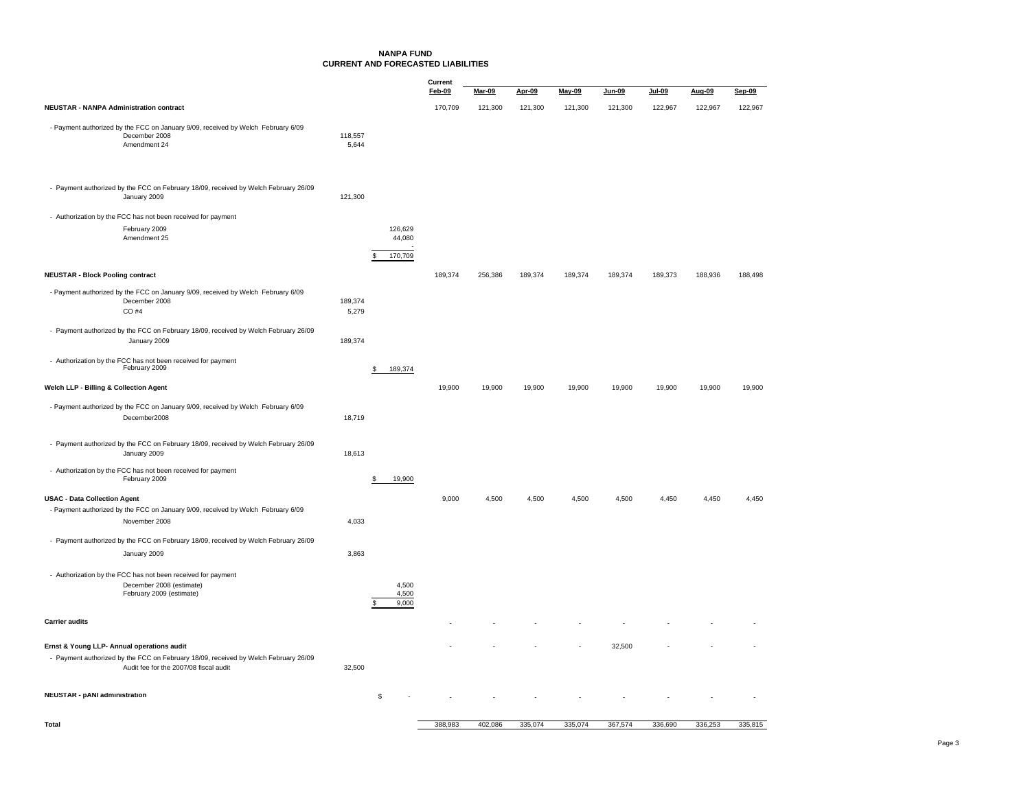# NANPA FUND
## CURRENT AND FORECASTED LIABILITIES

| | | | Current Feb-09 | Mar-09 | Apr-09 | May-09 | Jun-09 | Jul-09 | Aug-09 | Sep-09 |
|---|---|---|---|---|---|---|---|---|---|---|
| **NEUSTAR - NANPA Administration contract** | | | 170,709 | 121,300 | 121,300 | 121,300 | 121,300 | 122,967 | 122,967 | 122,967 |
| - Payment authorized by the FCC on January 9/09, received by Welch February 6/09 | | | | | | | | | | |
| December 2008 | 118,557 | | | | | | | | | |
| Amendment 24 | 5,644 | | | | | | | | | |
| - Payment authorized by the FCC on February 18/09, received by Welch February 26/09 | | | | | | | | | | |
| January 2009 | 121,300 | | | | | | | | | |
| - Authorization by the FCC has not been received for payment | | | | | | | | | | |
| February 2009 | | 126,629 | | | | | | | | |
| Amendment 25 | | 44,080 | | | | | | | | |
| | | - | | | | | | | | |
| | | $ 170,709 | | | | | | | | |
| **NEUSTAR - Block Pooling contract** | | | 189,374 | 256,386 | 189,374 | 189,374 | 189,374 | 189,373 | 188,936 | 188,498 |
| - Payment authorized by the FCC on January 9/09, received by Welch February 6/09 | | | | | | | | | | |
| December 2008 | 189,374 | | | | | | | | | |
| CO #4 | 5,279 | | | | | | | | | |
| - Payment authorized by the FCC on February 18/09, received by Welch February 26/09 | | | | | | | | | | |
| January 2009 | 189,374 | | | | | | | | | |
| - Authorization by the FCC has not been received for payment | | | | | | | | | | |
| February 2009 | | $ 189,374 | | | | | | | | |
| **Welch LLP - Billing & Collection Agent** | | | 19,900 | 19,900 | 19,900 | 19,900 | 19,900 | 19,900 | 19,900 | 19,900 |
| - Payment authorized by the FCC on January 9/09, received by Welch February 6/09 | | | | | | | | | | |
| December2008 | 18,719 | | | | | | | | | |
| - Payment authorized by the FCC on February 18/09, received by Welch February 26/09 | | | | | | | | | | |
| January 2009 | 18,613 | | | | | | | | | |
| - Authorization by the FCC has not been received for payment | | | | | | | | | | |
| February 2009 | | $ 19,900 | | | | | | | | |
| **USAC - Data Collection Agent** | | | 9,000 | 4,500 | 4,500 | 4,500 | 4,500 | 4,450 | 4,450 | 4,450 |
| - Payment authorized by the FCC on January 9/09, received by Welch February 6/09 | | | | | | | | | | |
| November 2008 | 4,033 | | | | | | | | | |
| - Payment authorized by the FCC on February 18/09, received by Welch February 26/09 | | | | | | | | | | |
| January 2009 | 3,863 | | | | | | | | | |
| - Authorization by the FCC has not been received for payment | | | | | | | | | | |
| December 2008 (estimate) | | 4,500 | | | | | | | | |
| February 2009 (estimate) | | 4,500 | | | | | | | | |
| | | $ 9,000 | | | | | | | | |
| **Carrier audits** | | | - | - | - | - | - | - | - | - |
| **Ernst & Young LLP- Annual operations audit** | | | - | - | - | - | 32,500 | - | - | - |
| - Payment authorized by the FCC on February 18/09, received by Welch February 26/09 | | | | | | | | | | |
| Audit fee for the 2007/08 fiscal audit | 32,500 | | | | | | | | | |
| **NEUSTAR - pANI administration** | | $ - | - | - | - | - | - | - | - | - |
| **Total** | | | 388,983 | 402,086 | 335,074 | 335,074 | 367,574 | 336,690 | 336,253 | 335,815 |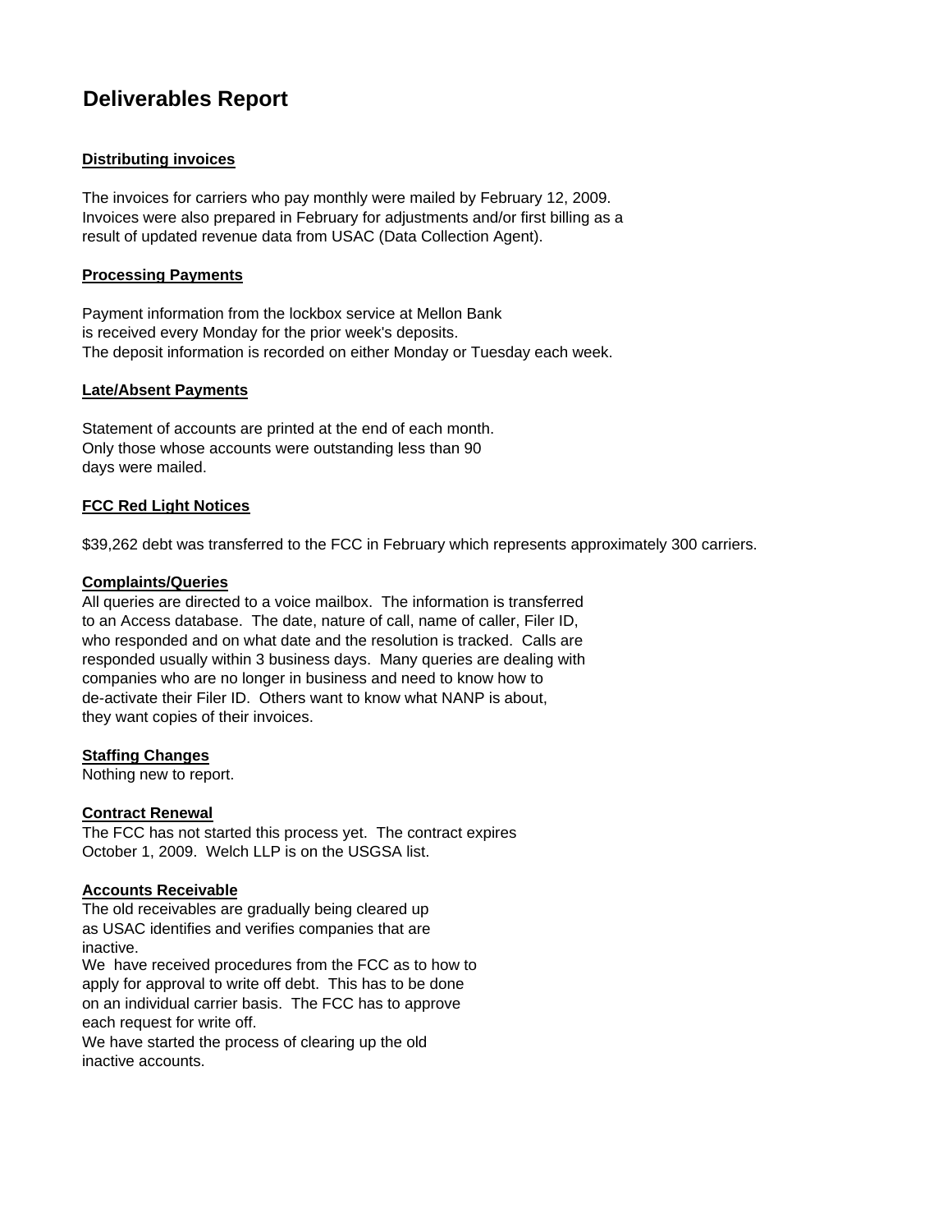# Deliverables Report

**Distributing invoices**

The invoices for carriers who pay monthly were mailed by February 12, 2009. Invoices were also prepared in February for adjustments and/or first billing as a result of updated revenue data from USAC (Data Collection Agent).

**Processing Payments**

Payment information from the lockbox service at Mellon Bank is received every Monday for the prior week's deposits. The deposit information is recorded on either Monday or Tuesday each week.

**Late/Absent Payments**

Statement of accounts are printed at the end of each month. Only those whose accounts were outstanding less than 90 days were mailed.

**FCC Red Light Notices**

$39,262 debt was transferred to the FCC in February which represents approximately 300 carriers.

**Complaints/Queries**

All queries are directed to a voice mailbox. The information is transferred to an Access database. The date, nature of call, name of caller, Filer ID, who responded and on what date and the resolution is tracked. Calls are responded usually within 3 business days. Many queries are dealing with companies who are no longer in business and need to know how to de-activate their Filer ID. Others want to know what NANP is about, they want copies of their invoices.

**Staffing Changes**

Nothing new to report.

**Contract Renewal**

The FCC has not started this process yet. The contract expires October 1, 2009. Welch LLP is on the USGSA list.

**Accounts Receivable**

The old receivables are gradually being cleared up as USAC identifies and verifies companies that are inactive.

We have received procedures from the FCC as to how to apply for approval to write off debt. This has to be done on an individual carrier basis. The FCC has to approve each request for write off.

We have started the process of clearing up the old inactive accounts.